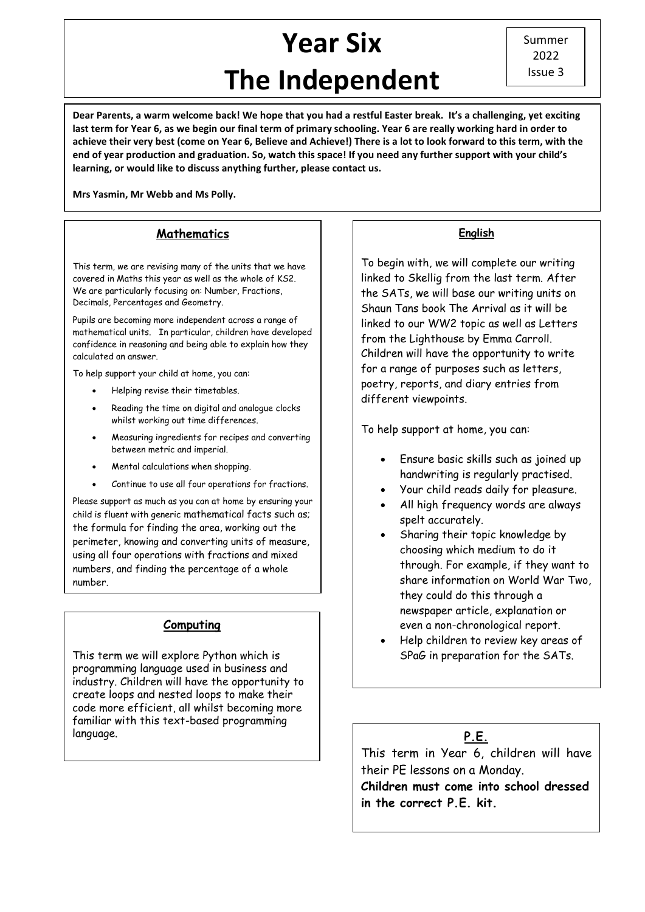# Year Six The Independent

Summer 2022 Issue 3

**Dear Parents, a warm welcome back! We hope that you had a restful Easter break. It's a challenging, yet exciting last term for Year 6, as we begin our final term of primary schooling. Year 6 are really working hard in order to achieve their very best (come on Year 6, Believe and Achieve!) There is a lot to look forward to this term, with the end of year production and graduation. So, watch this space! If you need any further support with your child's learning, or would like to discuss anything further, please contact us.**

**Mrs Yasmin, Mr Webb and Ms Polly.**

## Mathematics

This term, we are revising many of the units that we have covered in Maths this year as well as the whole of KS2. We are particularly focusing on: Number, Fractions, Decimals, Percentages and Geometry.

Pupils are becoming more independent across a range of mathematical units. In particular, children have developed confidence in reasoning and being able to explain how they calculated an answer.

To help support your child at home, you can:

- Helping revise their timetables.
- Reading the time on digital and analogue clocks whilst working out time differences.
- Measuring ingredients for recipes and converting between metric and imperial.
- Mental calculations when shopping.
- Continue to use all four operations for fractions.

Please support as much as you can at home by ensuring your child is fluent with generic mathematical facts such as; the formula for finding the area, working out the perimeter, knowing and converting units of measure, using all four operations with fractions and mixed numbers, and finding the percentage of a whole number.

## Computing

This term we will explore Python which is programming language used in business and industry. Children will have the opportunity to create loops and nested loops to make their code more efficient, all whilst becoming more familiar with this text-based programming language.

## English

To begin with, we will complete our writing linked to Skellig from the last term. After the SATs, we will base our writing units on Shaun Tans book The Arrival as it will be linked to our WW2 topic as well as Letters from the Lighthouse by Emma Carroll. Children will have the opportunity to write for a range of purposes such as letters, poetry, reports, and diary entries from different viewpoints.

To help support at home, you can:

- Ensure basic skills such as joined up handwriting is regularly practised.
- Your child reads daily for pleasure.
- All high frequency words are always spelt accurately.
- Sharing their topic knowledge by choosing which medium to do it through. For example, if they want to share information on World War Two, they could do this through a newspaper article, explanation or even a non-chronological report.
- Help children to review key areas of SPaG in preparation for the SATs.

## P.E.

This term in Year 6, children will have their PE lessons on a Monday.

**Children must come into school dressed in the correct P.E. kit.**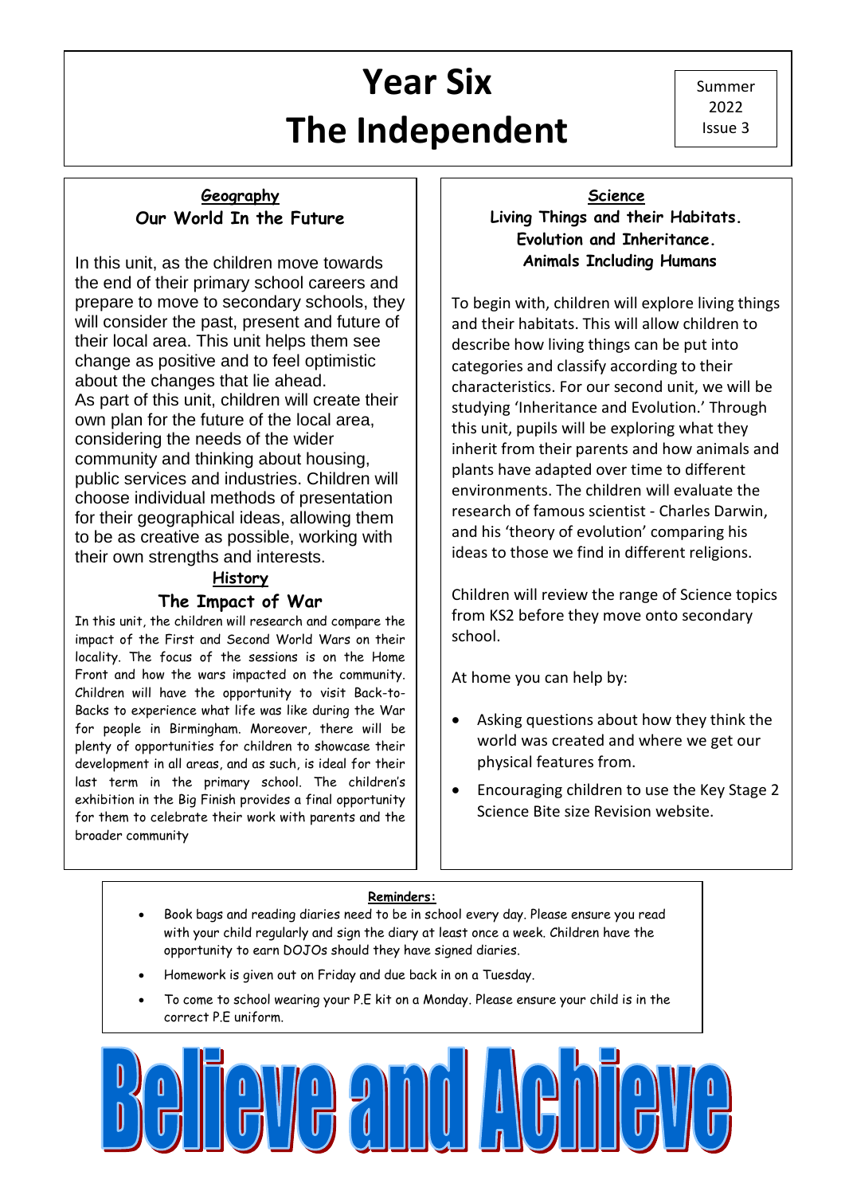# Year Six
# The Independent

Summer 2022 Issue 3

## Geography
### Our World In the Future

In this unit, as the children move towards the end of their primary school careers and prepare to move to secondary schools, they will consider the past, present and future of their local area. This unit helps them see change as positive and to feel optimistic about the changes that lie ahead.
As part of this unit, children will create their own plan for the future of the local area, considering the needs of the wider community and thinking about housing, public services and industries. Children will choose individual methods of presentation for their geographical ideas, allowing them to be as creative as possible, working with their own strengths and interests.

## History
### The Impact of War

In this unit, the children will research and compare the impact of the First and Second World Wars on their locality. The focus of the sessions is on the Home Front and how the wars impacted on the community. Children will have the opportunity to visit Back-to-Backs to experience what life was like during the War for people in Birmingham. Moreover, there will be plenty of opportunities for children to showcase their development in all areas, and as such, is ideal for their last term in the primary school. The children's exhibition in the Big Finish provides a final opportunity for them to celebrate their work with parents and the broader community

## Science
### Living Things and their Habitats. Evolution and Inheritance. Animals Including Humans

To begin with, children will explore living things and their habitats. This will allow children to describe how living things can be put into categories and classify according to their characteristics. For our second unit, we will be studying 'Inheritance and Evolution.' Through this unit, pupils will be exploring what they inherit from their parents and how animals and plants have adapted over time to different environments. The children will evaluate the research of famous scientist - Charles Darwin, and his 'theory of evolution' comparing his ideas to those we find in different religions.

Children will review the range of Science topics from KS2 before they move onto secondary school.

At home you can help by:

- Asking questions about how they think the world was created and where we get our physical features from.
- Encouraging children to use the Key Stage 2 Science Bite size Revision website.

**Reminders:**

- Book bags and reading diaries need to be in school every day. Please ensure you read with your child regularly and sign the diary at least once a week. Children have the opportunity to earn DOJOs should they have signed diaries.
- Homework is given out on Friday and due back in on a Tuesday.
- To come to school wearing your P.E kit on a Monday. Please ensure your child is in the correct P.E uniform.

# Believe and Achieve